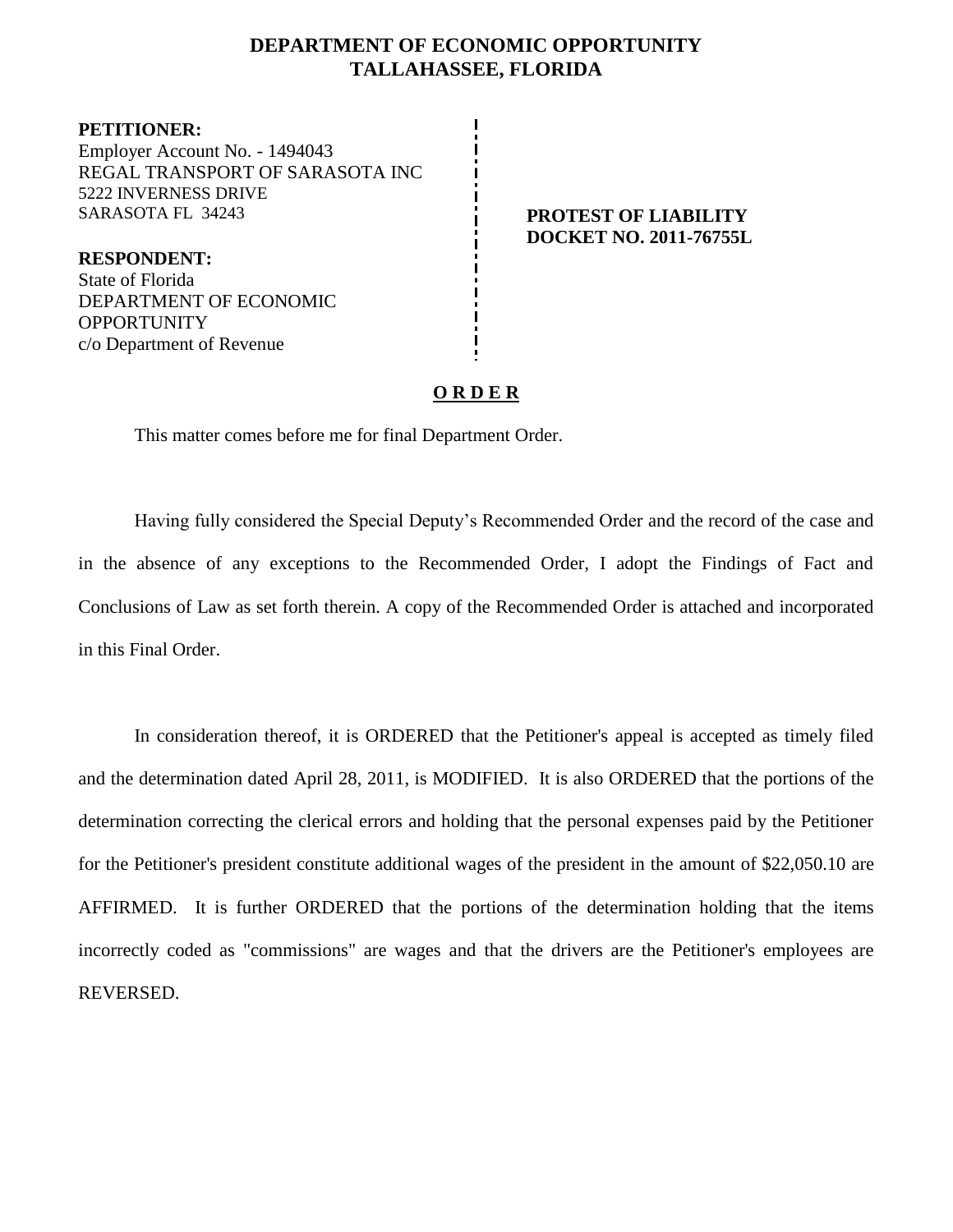# DEPARTMENT OF ECONOMIC OPPORTUNITY
## TALLAHASSEE, FLORIDA

**PETITIONER:**
Employer Account No. - 1494043
REGAL TRANSPORT OF SARASOTA INC
5222 INVERNESS DRIVE
SARASOTA FL 34243

**RESPONDENT:**
State of Florida
DEPARTMENT OF ECONOMIC OPPORTUNITY
c/o Department of Revenue

**PROTEST OF LIABILITY**
**DOCKET NO. 2011-76755L**

**O R D E R**

This matter comes before me for final Department Order.

Having fully considered the Special Deputy's Recommended Order and the record of the case and in the absence of any exceptions to the Recommended Order, I adopt the Findings of Fact and Conclusions of Law as set forth therein. A copy of the Recommended Order is attached and incorporated in this Final Order.

In consideration thereof, it is ORDERED that the Petitioner's appeal is accepted as timely filed and the determination dated April 28, 2011, is MODIFIED. It is also ORDERED that the portions of the determination correcting the clerical errors and holding that the personal expenses paid by the Petitioner for the Petitioner's president constitute additional wages of the president in the amount of $22,050.10 are AFFIRMED. It is further ORDERED that the portions of the determination holding that the items incorrectly coded as "commissions" are wages and that the drivers are the Petitioner's employees are REVERSED.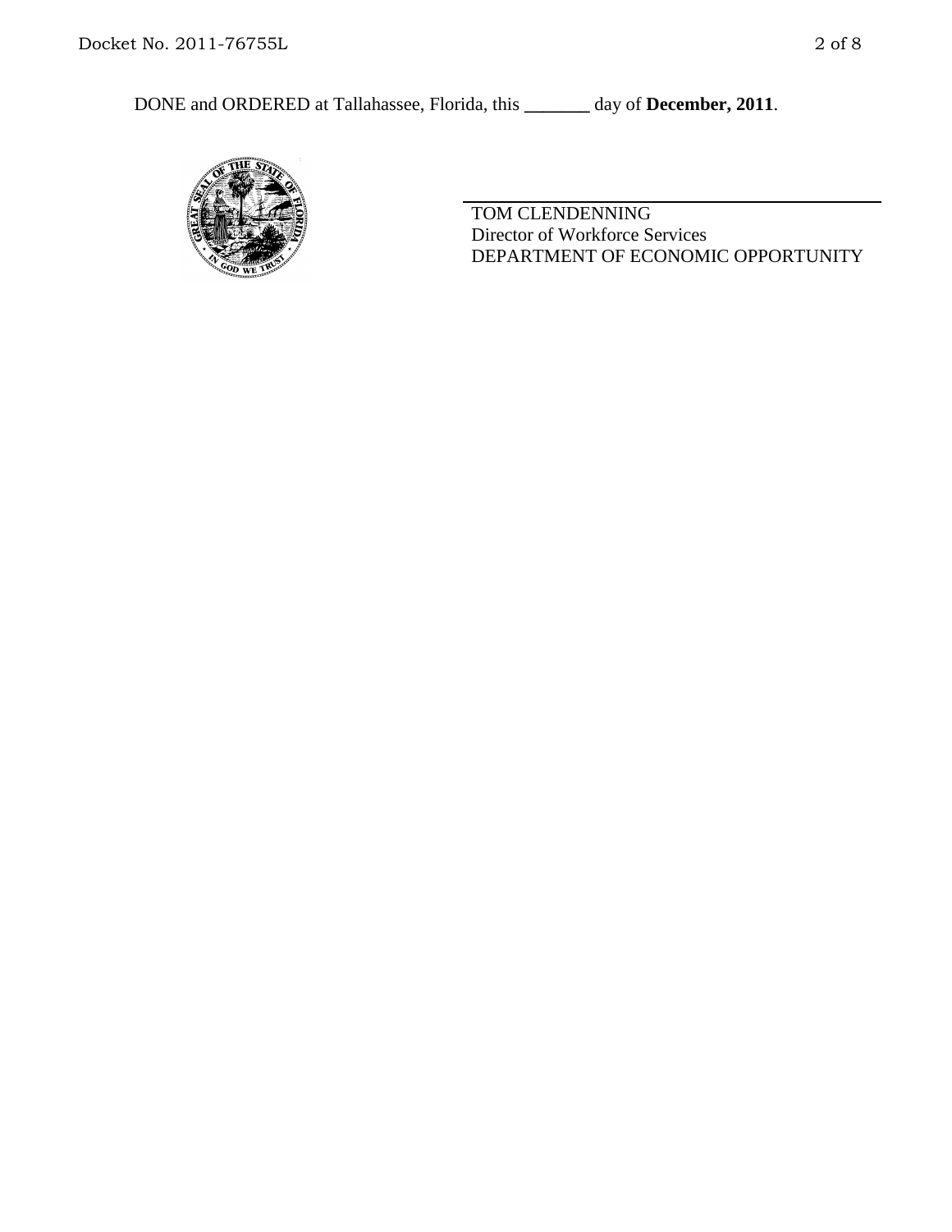DONE and ORDERED at Tallahassee, Florida, this _______ day of **December, 2011**.

TOM CLENDENNING
Director of Workforce Services
DEPARTMENT OF ECONOMIC OPPORTUNITY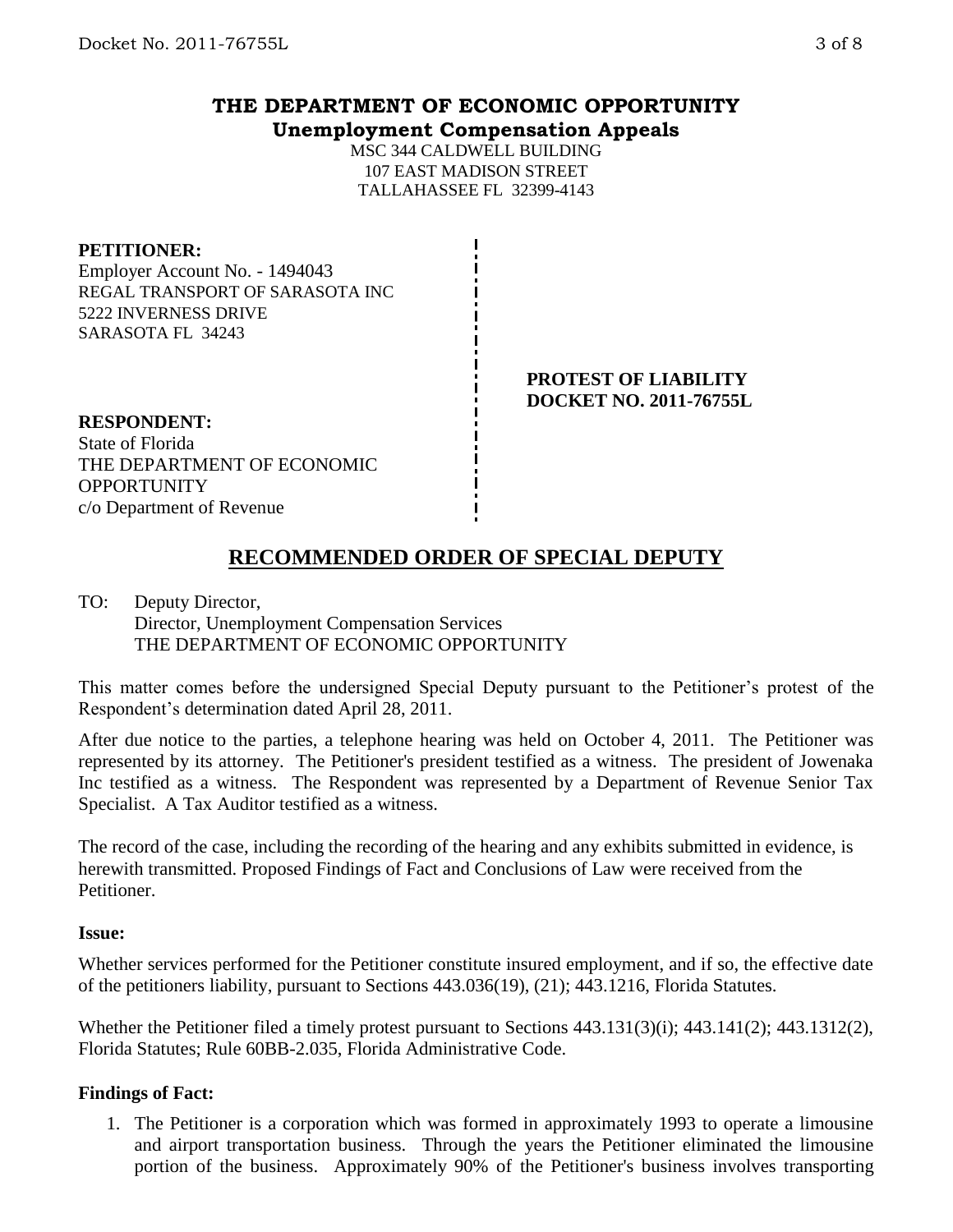# THE DEPARTMENT OF ECONOMIC OPPORTUNITY
## Unemployment Compensation Appeals

MSC 344 CALDWELL BUILDING
107 EAST MADISON STREET
TALLAHASSEE FL 32399-4143

**PETITIONER:**
Employer Account No. - 1494043
REGAL TRANSPORT OF SARASOTA INC
5222 INVERNESS DRIVE
SARASOTA FL 34243

**PROTEST OF LIABILITY**
**DOCKET NO. 2011-76755L**

**RESPONDENT:**
State of Florida
THE DEPARTMENT OF ECONOMIC OPPORTUNITY
c/o Department of Revenue

## RECOMMENDED ORDER OF SPECIAL DEPUTY

TO: Deputy Director,
Director, Unemployment Compensation Services
THE DEPARTMENT OF ECONOMIC OPPORTUNITY

This matter comes before the undersigned Special Deputy pursuant to the Petitioner's protest of the Respondent's determination dated April 28, 2011.

After due notice to the parties, a telephone hearing was held on October 4, 2011. The Petitioner was represented by its attorney. The Petitioner's president testified as a witness. The president of Jowenaka Inc testified as a witness. The Respondent was represented by a Department of Revenue Senior Tax Specialist. A Tax Auditor testified as a witness.

The record of the case, including the recording of the hearing and any exhibits submitted in evidence, is herewith transmitted. Proposed Findings of Fact and Conclusions of Law were received from the Petitioner.

### Issue:

Whether services performed for the Petitioner constitute insured employment, and if so, the effective date of the petitioners liability, pursuant to Sections 443.036(19), (21); 443.1216, Florida Statutes.

Whether the Petitioner filed a timely protest pursuant to Sections 443.131(3)(i); 443.141(2); 443.1312(2), Florida Statutes; Rule 60BB-2.035, Florida Administrative Code.

### Findings of Fact:

1. The Petitioner is a corporation which was formed in approximately 1993 to operate a limousine and airport transportation business. Through the years the Petitioner eliminated the limousine portion of the business. Approximately 90% of the Petitioner's business involves transporting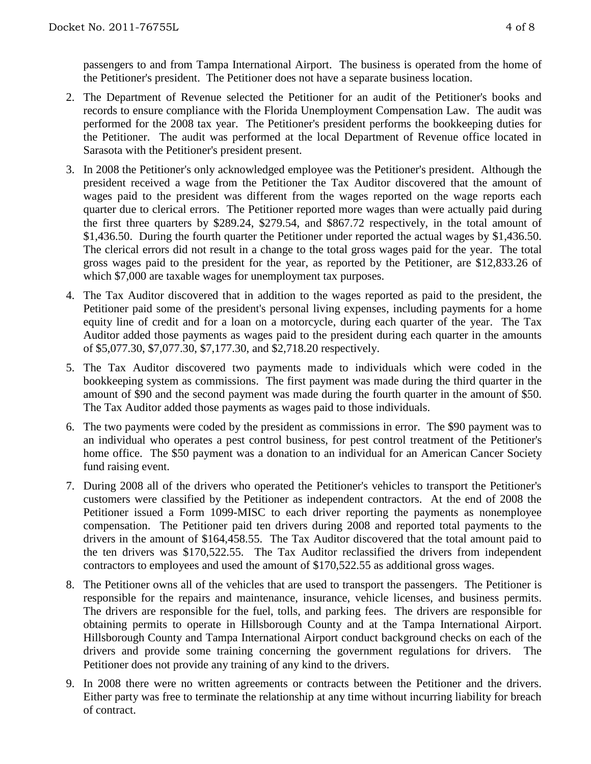passengers to and from Tampa International Airport. The business is operated from the home of the Petitioner's president. The Petitioner does not have a separate business location.

2. The Department of Revenue selected the Petitioner for an audit of the Petitioner's books and records to ensure compliance with the Florida Unemployment Compensation Law. The audit was performed for the 2008 tax year. The Petitioner's president performs the bookkeeping duties for the Petitioner. The audit was performed at the local Department of Revenue office located in Sarasota with the Petitioner's president present.

3. In 2008 the Petitioner's only acknowledged employee was the Petitioner's president. Although the president received a wage from the Petitioner the Tax Auditor discovered that the amount of wages paid to the president was different from the wages reported on the wage reports each quarter due to clerical errors. The Petitioner reported more wages than were actually paid during the first three quarters by $289.24, $279.54, and $867.72 respectively, in the total amount of $1,436.50. During the fourth quarter the Petitioner under reported the actual wages by $1,436.50. The clerical errors did not result in a change to the total gross wages paid for the year. The total gross wages paid to the president for the year, as reported by the Petitioner, are $12,833.26 of which $7,000 are taxable wages for unemployment tax purposes.

4. The Tax Auditor discovered that in addition to the wages reported as paid to the president, the Petitioner paid some of the president's personal living expenses, including payments for a home equity line of credit and for a loan on a motorcycle, during each quarter of the year. The Tax Auditor added those payments as wages paid to the president during each quarter in the amounts of $5,077.30, $7,077.30, $7,177.30, and $2,718.20 respectively.

5. The Tax Auditor discovered two payments made to individuals which were coded in the bookkeeping system as commissions. The first payment was made during the third quarter in the amount of $90 and the second payment was made during the fourth quarter in the amount of $50. The Tax Auditor added those payments as wages paid to those individuals.

6. The two payments were coded by the president as commissions in error. The $90 payment was to an individual who operates a pest control business, for pest control treatment of the Petitioner's home office. The $50 payment was a donation to an individual for an American Cancer Society fund raising event.

7. During 2008 all of the drivers who operated the Petitioner's vehicles to transport the Petitioner's customers were classified by the Petitioner as independent contractors. At the end of 2008 the Petitioner issued a Form 1099-MISC to each driver reporting the payments as nonemployee compensation. The Petitioner paid ten drivers during 2008 and reported total payments to the drivers in the amount of $164,458.55. The Tax Auditor discovered that the total amount paid to the ten drivers was $170,522.55. The Tax Auditor reclassified the drivers from independent contractors to employees and used the amount of $170,522.55 as additional gross wages.

8. The Petitioner owns all of the vehicles that are used to transport the passengers. The Petitioner is responsible for the repairs and maintenance, insurance, vehicle licenses, and business permits. The drivers are responsible for the fuel, tolls, and parking fees. The drivers are responsible for obtaining permits to operate in Hillsborough County and at the Tampa International Airport. Hillsborough County and Tampa International Airport conduct background checks on each of the drivers and provide some training concerning the government regulations for drivers. The Petitioner does not provide any training of any kind to the drivers.

9. In 2008 there were no written agreements or contracts between the Petitioner and the drivers. Either party was free to terminate the relationship at any time without incurring liability for breach of contract.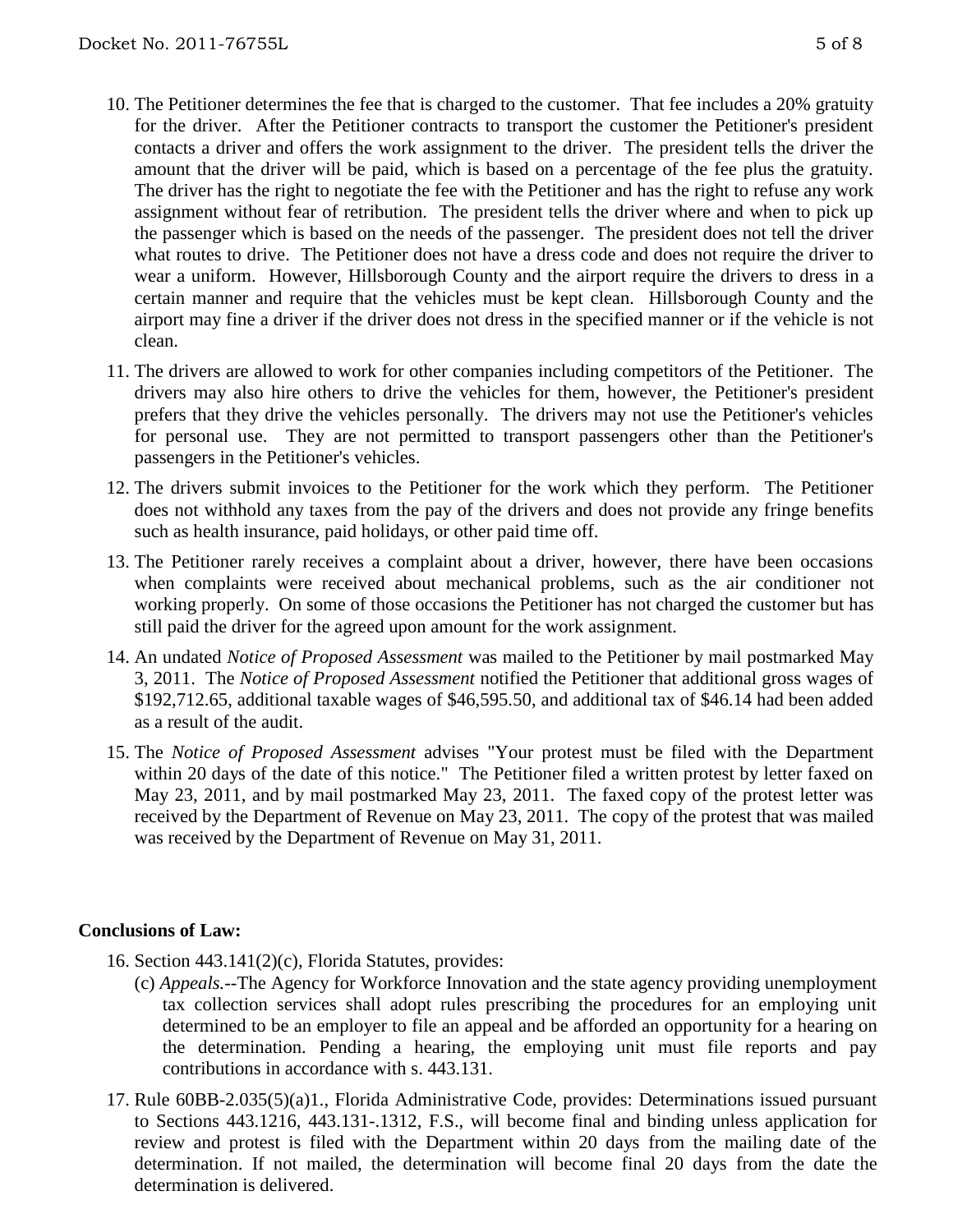10. The Petitioner determines the fee that is charged to the customer. That fee includes a 20% gratuity for the driver. After the Petitioner contracts to transport the customer the Petitioner's president contacts a driver and offers the work assignment to the driver. The president tells the driver the amount that the driver will be paid, which is based on a percentage of the fee plus the gratuity. The driver has the right to negotiate the fee with the Petitioner and has the right to refuse any work assignment without fear of retribution. The president tells the driver where and when to pick up the passenger which is based on the needs of the passenger. The president does not tell the driver what routes to drive. The Petitioner does not have a dress code and does not require the driver to wear a uniform. However, Hillsborough County and the airport require the drivers to dress in a certain manner and require that the vehicles must be kept clean. Hillsborough County and the airport may fine a driver if the driver does not dress in the specified manner or if the vehicle is not clean.

11. The drivers are allowed to work for other companies including competitors of the Petitioner. The drivers may also hire others to drive the vehicles for them, however, the Petitioner's president prefers that they drive the vehicles personally. The drivers may not use the Petitioner's vehicles for personal use. They are not permitted to transport passengers other than the Petitioner's passengers in the Petitioner's vehicles.

12. The drivers submit invoices to the Petitioner for the work which they perform. The Petitioner does not withhold any taxes from the pay of the drivers and does not provide any fringe benefits such as health insurance, paid holidays, or other paid time off.

13. The Petitioner rarely receives a complaint about a driver, however, there have been occasions when complaints were received about mechanical problems, such as the air conditioner not working properly. On some of those occasions the Petitioner has not charged the customer but has still paid the driver for the agreed upon amount for the work assignment.

14. An undated *Notice of Proposed Assessment* was mailed to the Petitioner by mail postmarked May 3, 2011. The *Notice of Proposed Assessment* notified the Petitioner that additional gross wages of $192,712.65, additional taxable wages of $46,595.50, and additional tax of $46.14 had been added as a result of the audit.

15. The *Notice of Proposed Assessment* advises "Your protest must be filed with the Department within 20 days of the date of this notice." The Petitioner filed a written protest by letter faxed on May 23, 2011, and by mail postmarked May 23, 2011. The faxed copy of the protest letter was received by the Department of Revenue on May 23, 2011. The copy of the protest that was mailed was received by the Department of Revenue on May 31, 2011.

**Conclusions of Law:**

16. Section 443.141(2)(c), Florida Statutes, provides:
    (c) *Appeals.*--The Agency for Workforce Innovation and the state agency providing unemployment tax collection services shall adopt rules prescribing the procedures for an employing unit determined to be an employer to file an appeal and be afforded an opportunity for a hearing on the determination. Pending a hearing, the employing unit must file reports and pay contributions in accordance with s. 443.131.

17. Rule 60BB-2.035(5)(a)1., Florida Administrative Code, provides: Determinations issued pursuant to Sections 443.1216, 443.131-.1312, F.S., will become final and binding unless application for review and protest is filed with the Department within 20 days from the mailing date of the determination. If not mailed, the determination will become final 20 days from the date the determination is delivered.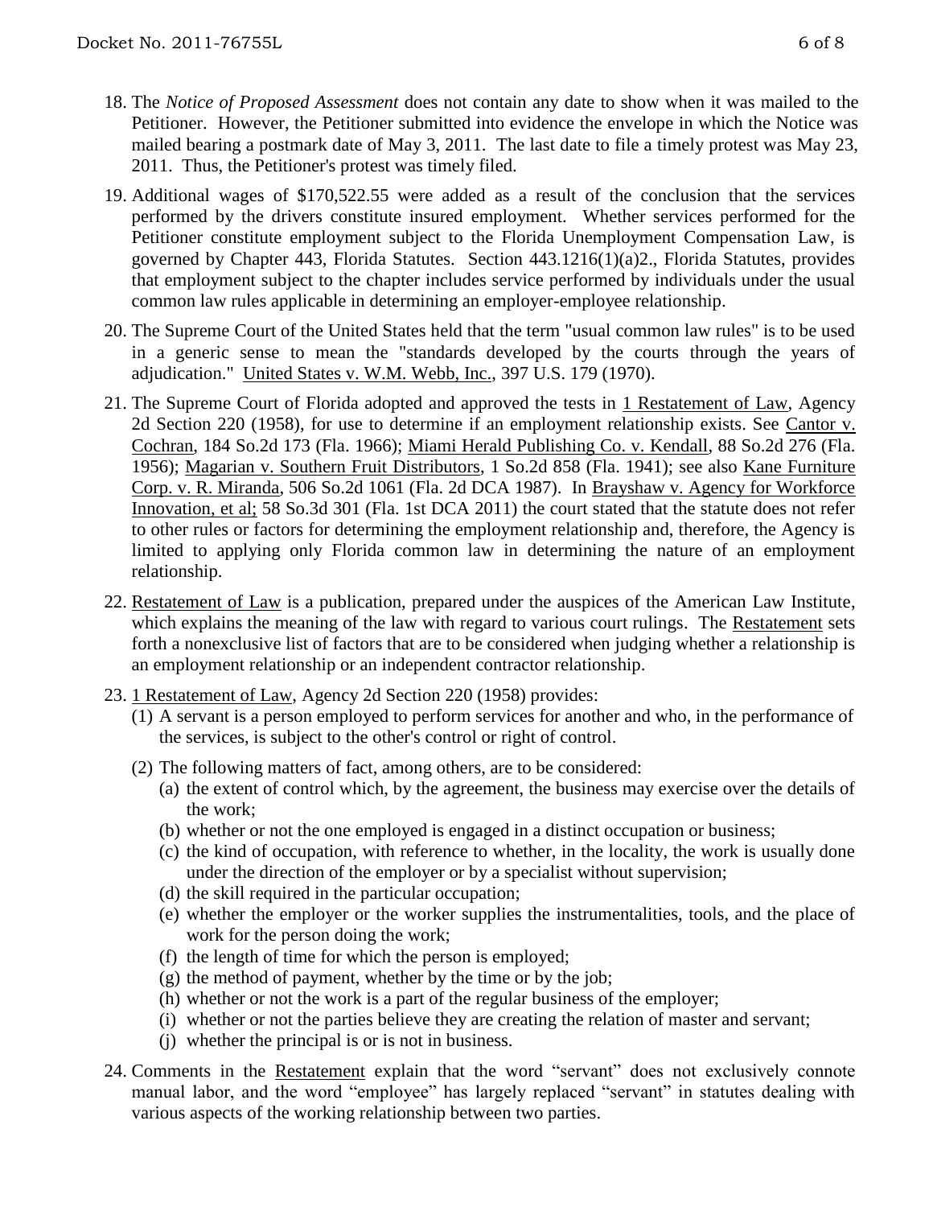18. The *Notice of Proposed Assessment* does not contain any date to show when it was mailed to the Petitioner. However, the Petitioner submitted into evidence the envelope in which the Notice was mailed bearing a postmark date of May 3, 2011. The last date to file a timely protest was May 23, 2011. Thus, the Petitioner's protest was timely filed.

19. Additional wages of $170,522.55 were added as a result of the conclusion that the services performed by the drivers constitute insured employment. Whether services performed for the Petitioner constitute employment subject to the Florida Unemployment Compensation Law, is governed by Chapter 443, Florida Statutes. Section 443.1216(1)(a)2., Florida Statutes, provides that employment subject to the chapter includes service performed by individuals under the usual common law rules applicable in determining an employer-employee relationship.

20. The Supreme Court of the United States held that the term "usual common law rules" is to be used in a generic sense to mean the "standards developed by the courts through the years of adjudication." United States v. W.M. Webb, Inc., 397 U.S. 179 (1970).

21. The Supreme Court of Florida adopted and approved the tests in 1 Restatement of Law, Agency 2d Section 220 (1958), for use to determine if an employment relationship exists. See Cantor v. Cochran, 184 So.2d 173 (Fla. 1966); Miami Herald Publishing Co. v. Kendall, 88 So.2d 276 (Fla. 1956); Magarian v. Southern Fruit Distributors, 1 So.2d 858 (Fla. 1941); see also Kane Furniture Corp. v. R. Miranda, 506 So.2d 1061 (Fla. 2d DCA 1987). In Brayshaw v. Agency for Workforce Innovation, et al; 58 So.3d 301 (Fla. 1st DCA 2011) the court stated that the statute does not refer to other rules or factors for determining the employment relationship and, therefore, the Agency is limited to applying only Florida common law in determining the nature of an employment relationship.

22. Restatement of Law is a publication, prepared under the auspices of the American Law Institute, which explains the meaning of the law with regard to various court rulings. The Restatement sets forth a nonexclusive list of factors that are to be considered when judging whether a relationship is an employment relationship or an independent contractor relationship.

23. 1 Restatement of Law, Agency 2d Section 220 (1958) provides:
    (1) A servant is a person employed to perform services for another and who, in the performance of the services, is subject to the other's control or right of control.
    (2) The following matters of fact, among others, are to be considered:
        (a) the extent of control which, by the agreement, the business may exercise over the details of the work;
        (b) whether or not the one employed is engaged in a distinct occupation or business;
        (c) the kind of occupation, with reference to whether, in the locality, the work is usually done under the direction of the employer or by a specialist without supervision;
        (d) the skill required in the particular occupation;
        (e) whether the employer or the worker supplies the instrumentalities, tools, and the place of work for the person doing the work;
        (f) the length of time for which the person is employed;
        (g) the method of payment, whether by the time or by the job;
        (h) whether or not the work is a part of the regular business of the employer;
        (i) whether or not the parties believe they are creating the relation of master and servant;
        (j) whether the principal is or is not in business.

24. Comments in the Restatement explain that the word "servant" does not exclusively connote manual labor, and the word "employee" has largely replaced "servant" in statutes dealing with various aspects of the working relationship between two parties.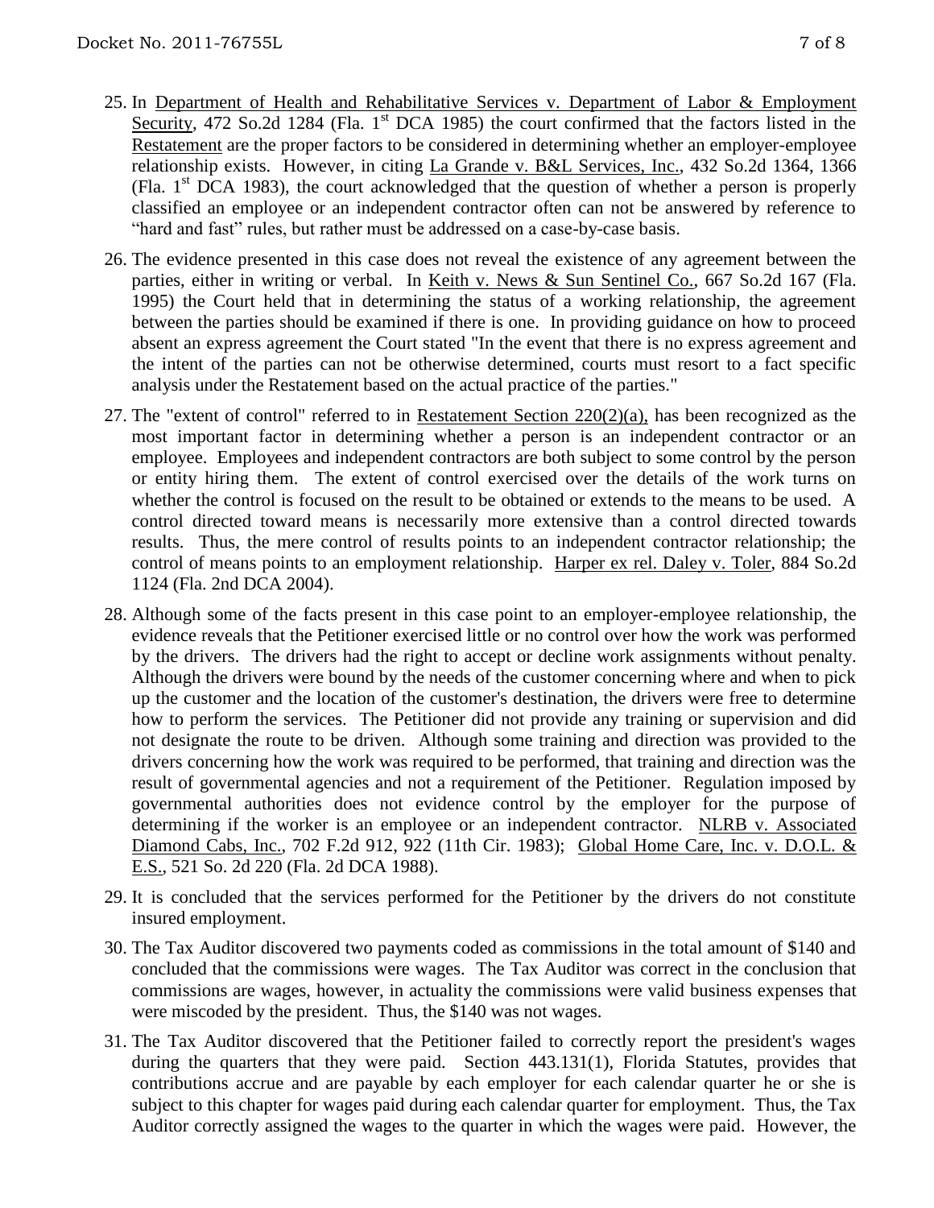25. In Department of Health and Rehabilitative Services v. Department of Labor & Employment Security, 472 So.2d 1284 (Fla. 1st DCA 1985) the court confirmed that the factors listed in the Restatement are the proper factors to be considered in determining whether an employer-employee relationship exists. However, in citing La Grande v. B&L Services, Inc., 432 So.2d 1364, 1366 (Fla. 1st DCA 1983), the court acknowledged that the question of whether a person is properly classified an employee or an independent contractor often can not be answered by reference to "hard and fast" rules, but rather must be addressed on a case-by-case basis.

26. The evidence presented in this case does not reveal the existence of any agreement between the parties, either in writing or verbal. In Keith v. News & Sun Sentinel Co., 667 So.2d 167 (Fla. 1995) the Court held that in determining the status of a working relationship, the agreement between the parties should be examined if there is one. In providing guidance on how to proceed absent an express agreement the Court stated "In the event that there is no express agreement and the intent of the parties can not be otherwise determined, courts must resort to a fact specific analysis under the Restatement based on the actual practice of the parties."

27. The "extent of control" referred to in Restatement Section 220(2)(a), has been recognized as the most important factor in determining whether a person is an independent contractor or an employee. Employees and independent contractors are both subject to some control by the person or entity hiring them. The extent of control exercised over the details of the work turns on whether the control is focused on the result to be obtained or extends to the means to be used. A control directed toward means is necessarily more extensive than a control directed towards results. Thus, the mere control of results points to an independent contractor relationship; the control of means points to an employment relationship. Harper ex rel. Daley v. Toler, 884 So.2d 1124 (Fla. 2nd DCA 2004).

28. Although some of the facts present in this case point to an employer-employee relationship, the evidence reveals that the Petitioner exercised little or no control over how the work was performed by the drivers. The drivers had the right to accept or decline work assignments without penalty. Although the drivers were bound by the needs of the customer concerning where and when to pick up the customer and the location of the customer's destination, the drivers were free to determine how to perform the services. The Petitioner did not provide any training or supervision and did not designate the route to be driven. Although some training and direction was provided to the drivers concerning how the work was required to be performed, that training and direction was the result of governmental agencies and not a requirement of the Petitioner. Regulation imposed by governmental authorities does not evidence control by the employer for the purpose of determining if the worker is an employee or an independent contractor. NLRB v. Associated Diamond Cabs, Inc., 702 F.2d 912, 922 (11th Cir. 1983); Global Home Care, Inc. v. D.O.L. & E.S., 521 So. 2d 220 (Fla. 2d DCA 1988).

29. It is concluded that the services performed for the Petitioner by the drivers do not constitute insured employment.

30. The Tax Auditor discovered two payments coded as commissions in the total amount of $140 and concluded that the commissions were wages. The Tax Auditor was correct in the conclusion that commissions are wages, however, in actuality the commissions were valid business expenses that were miscoded by the president. Thus, the $140 was not wages.

31. The Tax Auditor discovered that the Petitioner failed to correctly report the president's wages during the quarters that they were paid. Section 443.131(1), Florida Statutes, provides that contributions accrue and are payable by each employer for each calendar quarter he or she is subject to this chapter for wages paid during each calendar quarter for employment. Thus, the Tax Auditor correctly assigned the wages to the quarter in which the wages were paid. However, the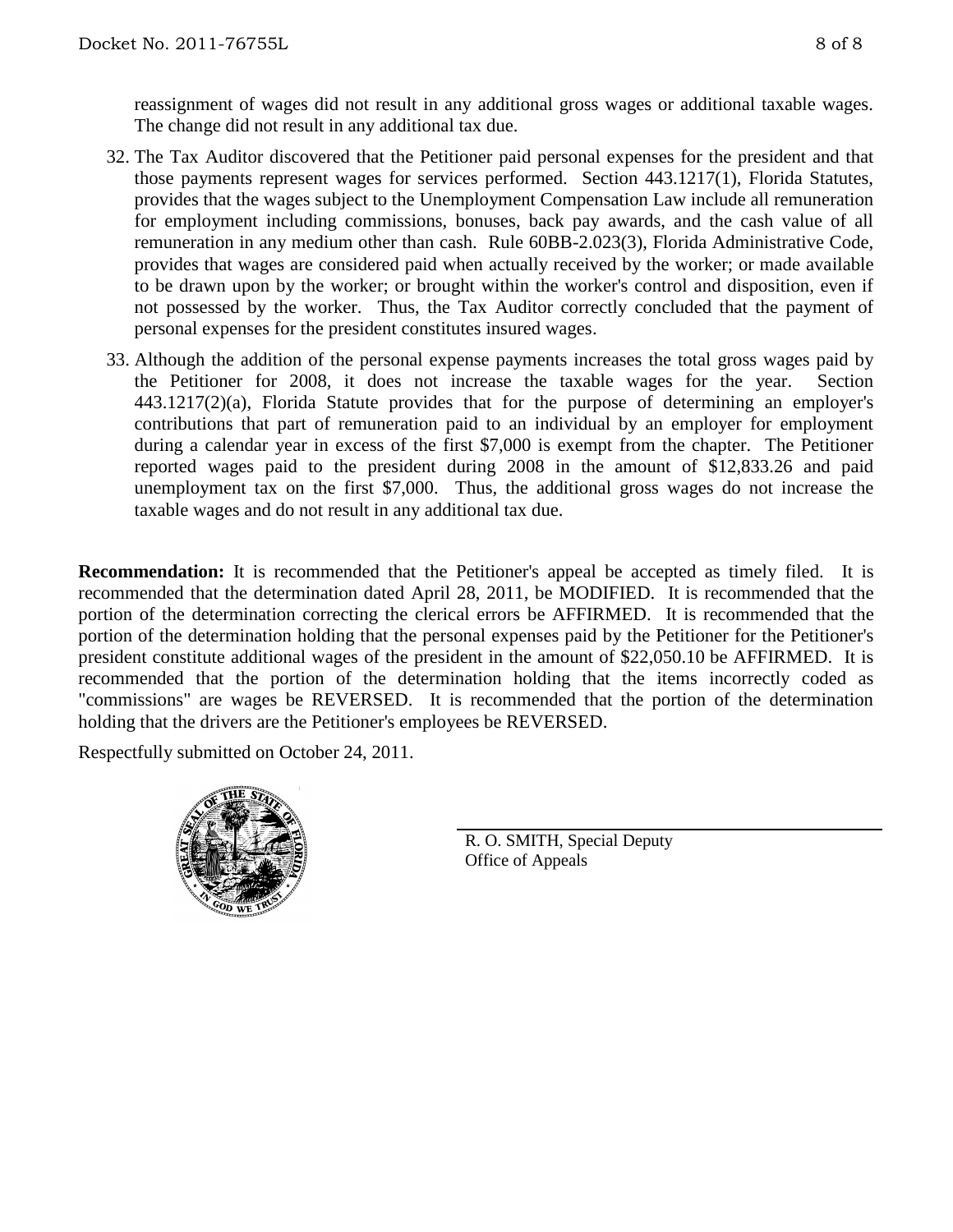reassignment of wages did not result in any additional gross wages or additional taxable wages. The change did not result in any additional tax due.

32. The Tax Auditor discovered that the Petitioner paid personal expenses for the president and that those payments represent wages for services performed. Section 443.1217(1), Florida Statutes, provides that the wages subject to the Unemployment Compensation Law include all remuneration for employment including commissions, bonuses, back pay awards, and the cash value of all remuneration in any medium other than cash. Rule 60BB-2.023(3), Florida Administrative Code, provides that wages are considered paid when actually received by the worker; or made available to be drawn upon by the worker; or brought within the worker's control and disposition, even if not possessed by the worker. Thus, the Tax Auditor correctly concluded that the payment of personal expenses for the president constitutes insured wages.

33. Although the addition of the personal expense payments increases the total gross wages paid by the Petitioner for 2008, it does not increase the taxable wages for the year. Section 443.1217(2)(a), Florida Statute provides that for the purpose of determining an employer's contributions that part of remuneration paid to an individual by an employer for employment during a calendar year in excess of the first $7,000 is exempt from the chapter. The Petitioner reported wages paid to the president during 2008 in the amount of $12,833.26 and paid unemployment tax on the first $7,000. Thus, the additional gross wages do not increase the taxable wages and do not result in any additional tax due.

**Recommendation:** It is recommended that the Petitioner's appeal be accepted as timely filed. It is recommended that the determination dated April 28, 2011, be MODIFIED. It is recommended that the portion of the determination correcting the clerical errors be AFFIRMED. It is recommended that the portion of the determination holding that the personal expenses paid by the Petitioner for the Petitioner's president constitute additional wages of the president in the amount of $22,050.10 be AFFIRMED. It is recommended that the portion of the determination holding that the items incorrectly coded as "commissions" are wages be REVERSED. It is recommended that the portion of the determination holding that the drivers are the Petitioner's employees be REVERSED.

Respectfully submitted on October 24, 2011.

R. O. SMITH, Special Deputy
Office of Appeals